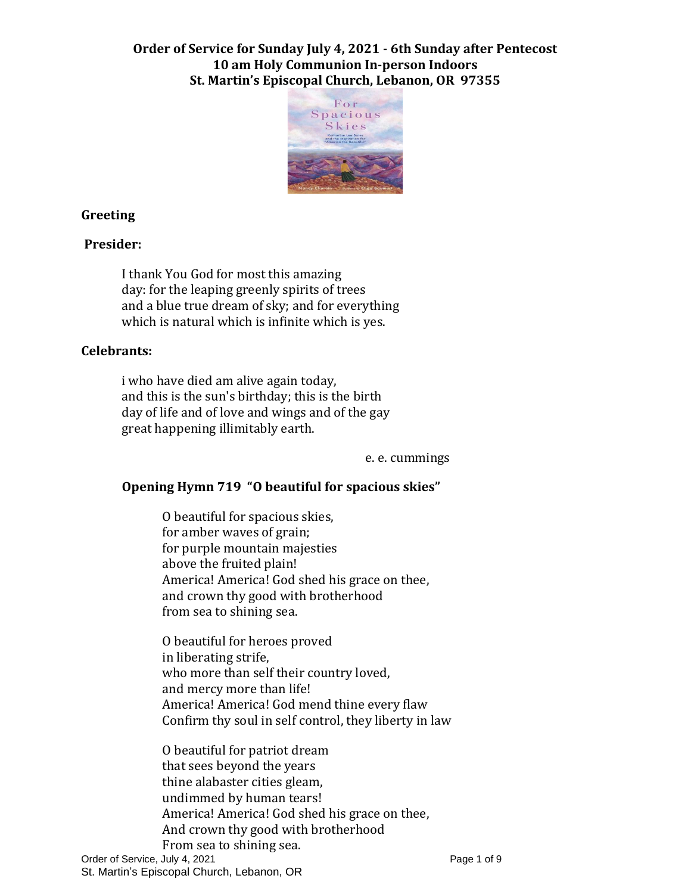**Order of Service for Sunday July 4, 2021 - 6th Sunday after Pentecost**
**10 am Holy Communion In-person Indoors**
**St. Martin's Episcopal Church, Lebanon, OR 97355**

**Greeting**

**Presider:**

I thank You God for most this amazing
day: for the leaping greenly spirits of trees
and a blue true dream of sky; and for everything
which is natural which is infinite which is yes.

**Celebrants:**

i who have died am alive again today,
and this is the sun's birthday; this is the birth
day of life and of love and wings and of the gay
great happening illimitably earth.

e. e. cummings

**Opening Hymn 719 "O beautiful for spacious skies"**

O beautiful for spacious skies,
for amber waves of grain;
for purple mountain majesties
above the fruited plain!
America! America! God shed his grace on thee,
and crown thy good with brotherhood
from sea to shining sea.

O beautiful for heroes proved
in liberating strife,
who more than self their country loved,
and mercy more than life!
America! America! God mend thine every flaw
Confirm thy soul in self control, they liberty in law

O beautiful for patriot dream
that sees beyond the years
thine alabaster cities gleam,
undimmed by human tears!
America! America! God shed his grace on thee,
And crown thy good with brotherhood
From sea to shining sea.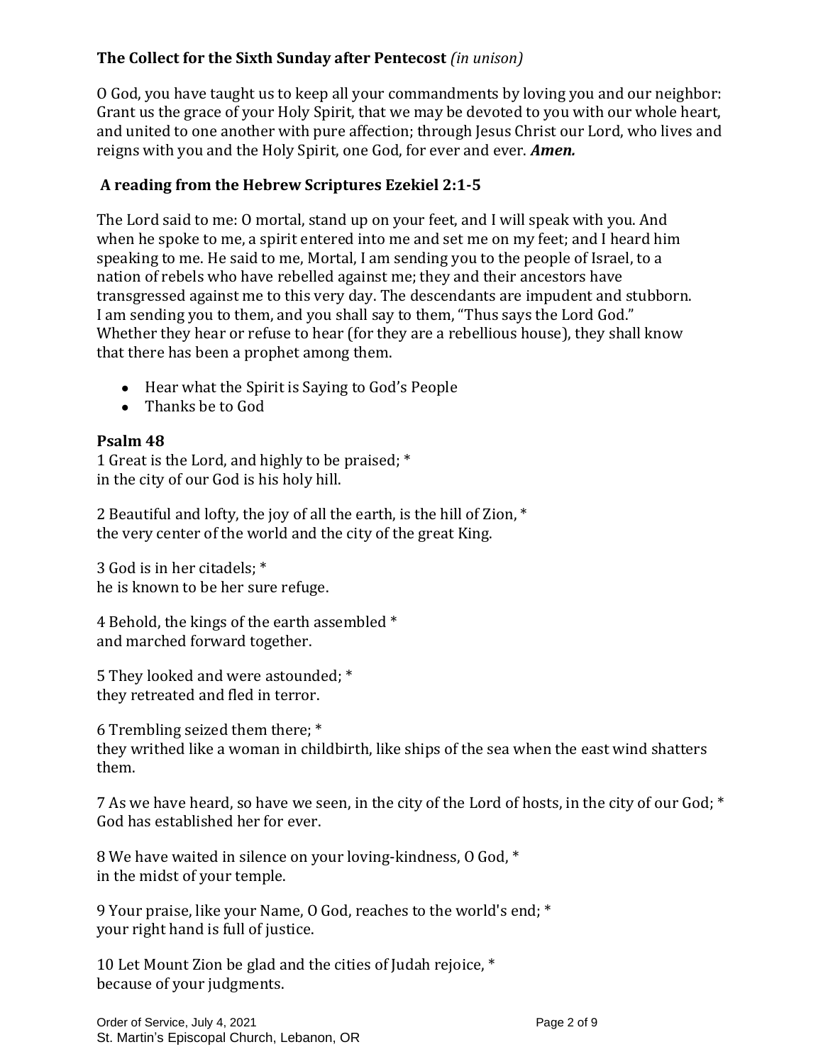**The Collect for the Sixth Sunday after Pentecost** *(in unison)*

O God, you have taught us to keep all your commandments by loving you and our neighbor: Grant us the grace of your Holy Spirit, that we may be devoted to you with our whole heart, and united to one another with pure affection; through Jesus Christ our Lord, who lives and reigns with you and the Holy Spirit, one God, for ever and ever. ***Amen.***

**A reading from the Hebrew Scriptures Ezekiel 2:1-5**

The Lord said to me: O mortal, stand up on your feet, and I will speak with you. And when he spoke to me, a spirit entered into me and set me on my feet; and I heard him speaking to me. He said to me, Mortal, I am sending you to the people of Israel, to a nation of rebels who have rebelled against me; they and their ancestors have transgressed against me to this very day. The descendants are impudent and stubborn. I am sending you to them, and you shall say to them, "Thus says the Lord God." Whether they hear or refuse to hear (for they are a rebellious house), they shall know that there has been a prophet among them.

- Hear what the Spirit is Saying to God's People
- Thanks be to God

**Psalm 48**

1 Great is the Lord, and highly to be praised; *
in the city of our God is his holy hill.

2 Beautiful and lofty, the joy of all the earth, is the hill of Zion, *
the very center of the world and the city of the great King.

3 God is in her citadels; *
he is known to be her sure refuge.

4 Behold, the kings of the earth assembled *
and marched forward together.

5 They looked and were astounded; *
they retreated and fled in terror.

6 Trembling seized them there; *
they writhed like a woman in childbirth, like ships of the sea when the east wind shatters them.

7 As we have heard, so have we seen, in the city of the Lord of hosts, in the city of our God; *
God has established her for ever.

8 We have waited in silence on your loving-kindness, O God, *
in the midst of your temple.

9 Your praise, like your Name, O God, reaches to the world's end; *
your right hand is full of justice.

10 Let Mount Zion be glad and the cities of Judah rejoice, *
because of your judgments.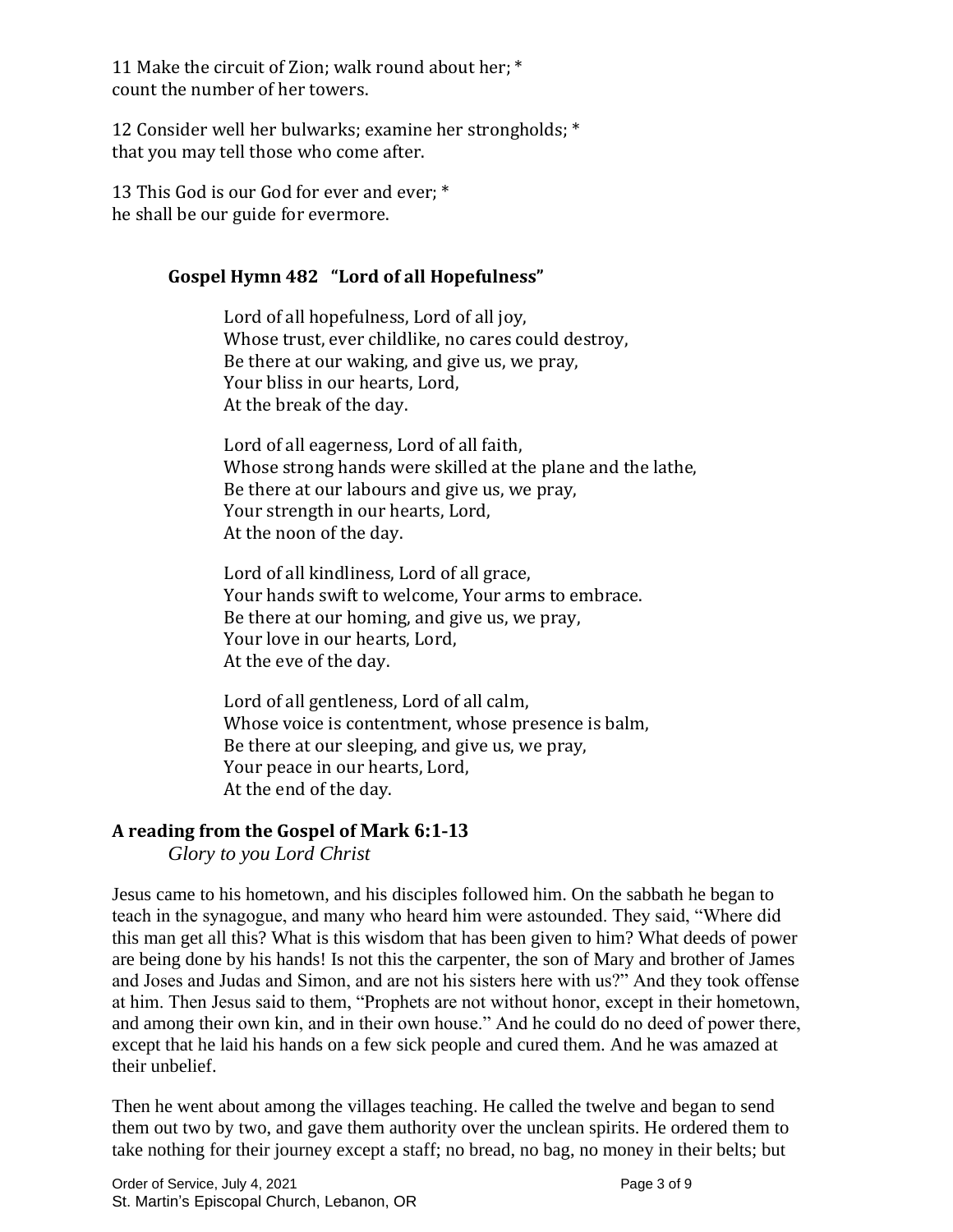11 Make the circuit of Zion; walk round about her; *
count the number of her towers.

12 Consider well her bulwarks; examine her strongholds; *
that you may tell those who come after.

13 This God is our God for ever and ever; *
he shall be our guide for evermore.

### Gospel Hymn 482 "Lord of all Hopefulness"

Lord of all hopefulness, Lord of all joy,
Whose trust, ever childlike, no cares could destroy,
Be there at our waking, and give us, we pray,
Your bliss in our hearts, Lord,
At the break of the day.

Lord of all eagerness, Lord of all faith,
Whose strong hands were skilled at the plane and the lathe,
Be there at our labours and give us, we pray,
Your strength in our hearts, Lord,
At the noon of the day.

Lord of all kindliness, Lord of all grace,
Your hands swift to welcome, Your arms to embrace.
Be there at our homing, and give us, we pray,
Your love in our hearts, Lord,
At the eve of the day.

Lord of all gentleness, Lord of all calm,
Whose voice is contentment, whose presence is balm,
Be there at our sleeping, and give us, we pray,
Your peace in our hearts, Lord,
At the end of the day.

### A reading from the Gospel of Mark 6:1-13

*Glory to you Lord Christ*

Jesus came to his hometown, and his disciples followed him. On the sabbath he began to teach in the synagogue, and many who heard him were astounded. They said, "Where did this man get all this? What is this wisdom that has been given to him? What deeds of power are being done by his hands! Is not this the carpenter, the son of Mary and brother of James and Joses and Judas and Simon, and are not his sisters here with us?" And they took offense at him. Then Jesus said to them, "Prophets are not without honor, except in their hometown, and among their own kin, and in their own house." And he could do no deed of power there, except that he laid his hands on a few sick people and cured them. And he was amazed at their unbelief.

Then he went about among the villages teaching. He called the twelve and began to send them out two by two, and gave them authority over the unclean spirits. He ordered them to take nothing for their journey except a staff; no bread, no bag, no money in their belts; but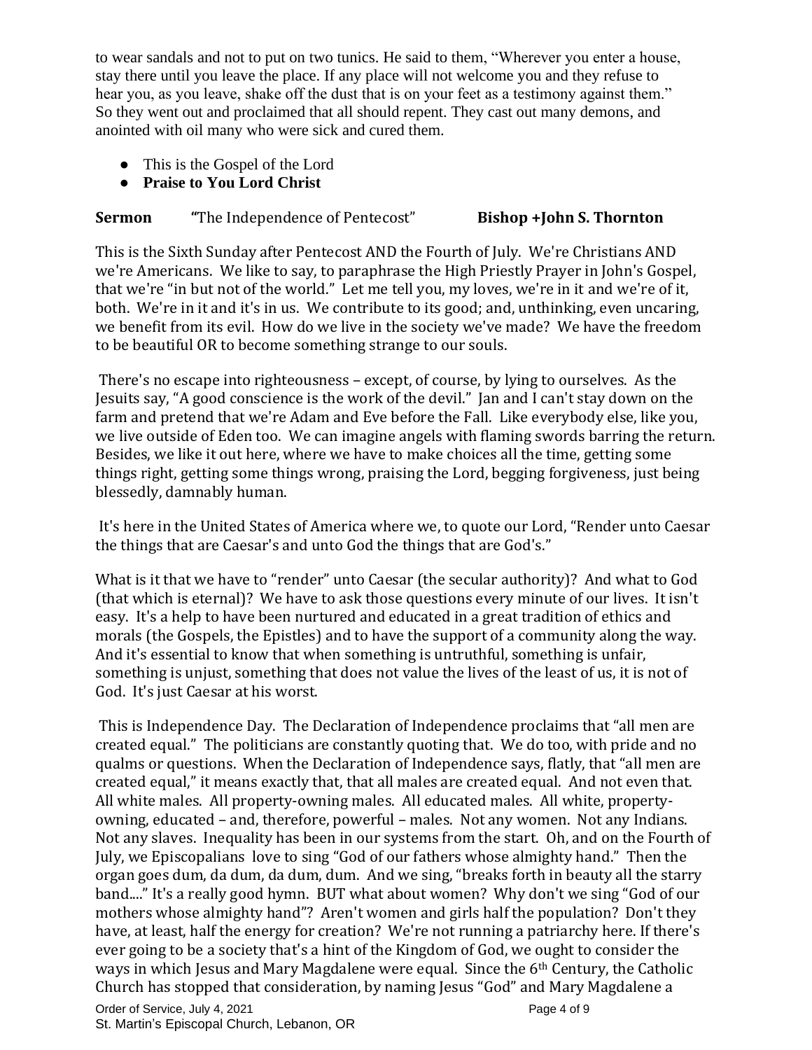to wear sandals and not to put on two tunics. He said to them, "Wherever you enter a house, stay there until you leave the place. If any place will not welcome you and they refuse to hear you, as you leave, shake off the dust that is on your feet as a testimony against them." So they went out and proclaimed that all should repent. They cast out many demons, and anointed with oil many who were sick and cured them.

- This is the Gospel of the Lord
- **Praise to You Lord Christ**

**Sermon** "The Independence of Pentecost" **Bishop +John S. Thornton**

This is the Sixth Sunday after Pentecost AND the Fourth of July. We're Christians AND we're Americans. We like to say, to paraphrase the High Priestly Prayer in John's Gospel, that we're "in but not of the world." Let me tell you, my loves, we're in it and we're of it, both. We're in it and it's in us. We contribute to its good; and, unthinking, even uncaring, we benefit from its evil. How do we live in the society we've made? We have the freedom to be beautiful OR to become something strange to our souls.

There's no escape into righteousness – except, of course, by lying to ourselves. As the Jesuits say, "A good conscience is the work of the devil." Jan and I can't stay down on the farm and pretend that we're Adam and Eve before the Fall. Like everybody else, like you, we live outside of Eden too. We can imagine angels with flaming swords barring the return. Besides, we like it out here, where we have to make choices all the time, getting some things right, getting some things wrong, praising the Lord, begging forgiveness, just being blessedly, damnably human.

It's here in the United States of America where we, to quote our Lord, "Render unto Caesar the things that are Caesar's and unto God the things that are God's."

What is it that we have to "render" unto Caesar (the secular authority)? And what to God (that which is eternal)? We have to ask those questions every minute of our lives. It isn't easy. It's a help to have been nurtured and educated in a great tradition of ethics and morals (the Gospels, the Epistles) and to have the support of a community along the way. And it's essential to know that when something is untruthful, something is unfair, something is unjust, something that does not value the lives of the least of us, it is not of God. It's just Caesar at his worst.

This is Independence Day. The Declaration of Independence proclaims that "all men are created equal." The politicians are constantly quoting that. We do too, with pride and no qualms or questions. When the Declaration of Independence says, flatly, that "all men are created equal," it means exactly that, that all males are created equal. And not even that. All white males. All property-owning males. All educated males. All white, property-owning, educated – and, therefore, powerful – males. Not any women. Not any Indians. Not any slaves. Inequality has been in our systems from the start. Oh, and on the Fourth of July, we Episcopalians love to sing "God of our fathers whose almighty hand." Then the organ goes dum, da dum, da dum, dum. And we sing, "breaks forth in beauty all the starry band...." It's a really good hymn. BUT what about women? Why don't we sing "God of our mothers whose almighty hand"? Aren't women and girls half the population? Don't they have, at least, half the energy for creation? We're not running a patriarchy here. If there's ever going to be a society that's a hint of the Kingdom of God, we ought to consider the ways in which Jesus and Mary Magdalene were equal. Since the 6th Century, the Catholic Church has stopped that consideration, by naming Jesus "God" and Mary Magdalene a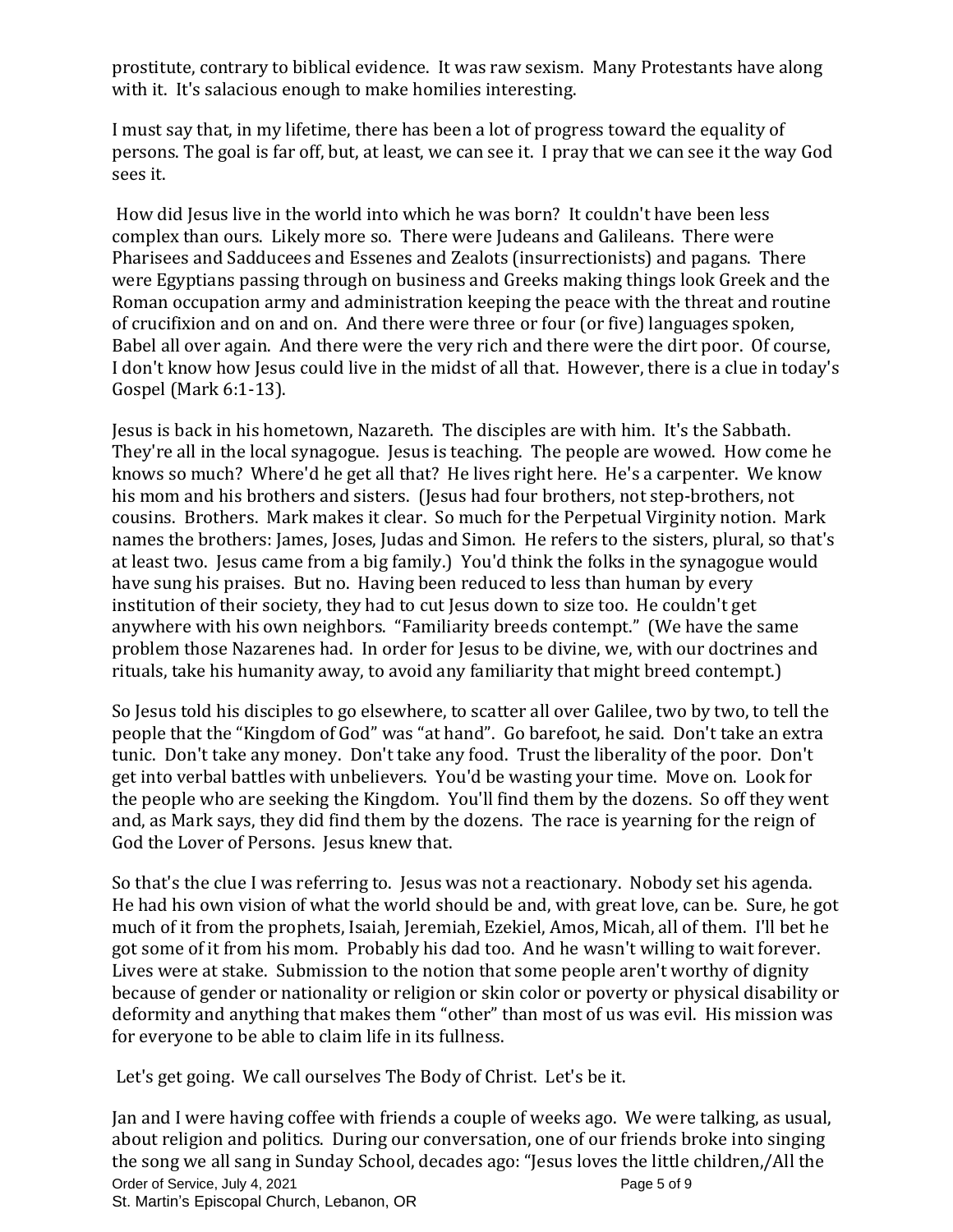prostitute, contrary to biblical evidence. It was raw sexism. Many Protestants have along with it. It's salacious enough to make homilies interesting.

I must say that, in my lifetime, there has been a lot of progress toward the equality of persons. The goal is far off, but, at least, we can see it. I pray that we can see it the way God sees it.

How did Jesus live in the world into which he was born? It couldn't have been less complex than ours. Likely more so. There were Judeans and Galileans. There were Pharisees and Sadducees and Essenes and Zealots (insurrectionists) and pagans. There were Egyptians passing through on business and Greeks making things look Greek and the Roman occupation army and administration keeping the peace with the threat and routine of crucifixion and on and on. And there were three or four (or five) languages spoken, Babel all over again. And there were the very rich and there were the dirt poor. Of course, I don't know how Jesus could live in the midst of all that. However, there is a clue in today's Gospel (Mark 6:1-13).

Jesus is back in his hometown, Nazareth. The disciples are with him. It's the Sabbath. They're all in the local synagogue. Jesus is teaching. The people are wowed. How come he knows so much? Where'd he get all that? He lives right here. He's a carpenter. We know his mom and his brothers and sisters. (Jesus had four brothers, not step-brothers, not cousins. Brothers. Mark makes it clear. So much for the Perpetual Virginity notion. Mark names the brothers: James, Joses, Judas and Simon. He refers to the sisters, plural, so that's at least two. Jesus came from a big family.) You'd think the folks in the synagogue would have sung his praises. But no. Having been reduced to less than human by every institution of their society, they had to cut Jesus down to size too. He couldn't get anywhere with his own neighbors. "Familiarity breeds contempt." (We have the same problem those Nazarenes had. In order for Jesus to be divine, we, with our doctrines and rituals, take his humanity away, to avoid any familiarity that might breed contempt.)

So Jesus told his disciples to go elsewhere, to scatter all over Galilee, two by two, to tell the people that the "Kingdom of God" was "at hand". Go barefoot, he said. Don't take an extra tunic. Don't take any money. Don't take any food. Trust the liberality of the poor. Don't get into verbal battles with unbelievers. You'd be wasting your time. Move on. Look for the people who are seeking the Kingdom. You'll find them by the dozens. So off they went and, as Mark says, they did find them by the dozens. The race is yearning for the reign of God the Lover of Persons. Jesus knew that.

So that's the clue I was referring to. Jesus was not a reactionary. Nobody set his agenda. He had his own vision of what the world should be and, with great love, can be. Sure, he got much of it from the prophets, Isaiah, Jeremiah, Ezekiel, Amos, Micah, all of them. I'll bet he got some of it from his mom. Probably his dad too. And he wasn't willing to wait forever. Lives were at stake. Submission to the notion that some people aren't worthy of dignity because of gender or nationality or religion or skin color or poverty or physical disability or deformity and anything that makes them "other" than most of us was evil. His mission was for everyone to be able to claim life in its fullness.

Let's get going. We call ourselves The Body of Christ. Let's be it.

Jan and I were having coffee with friends a couple of weeks ago. We were talking, as usual, about religion and politics. During our conversation, one of our friends broke into singing the song we all sang in Sunday School, decades ago: "Jesus loves the little children,/All the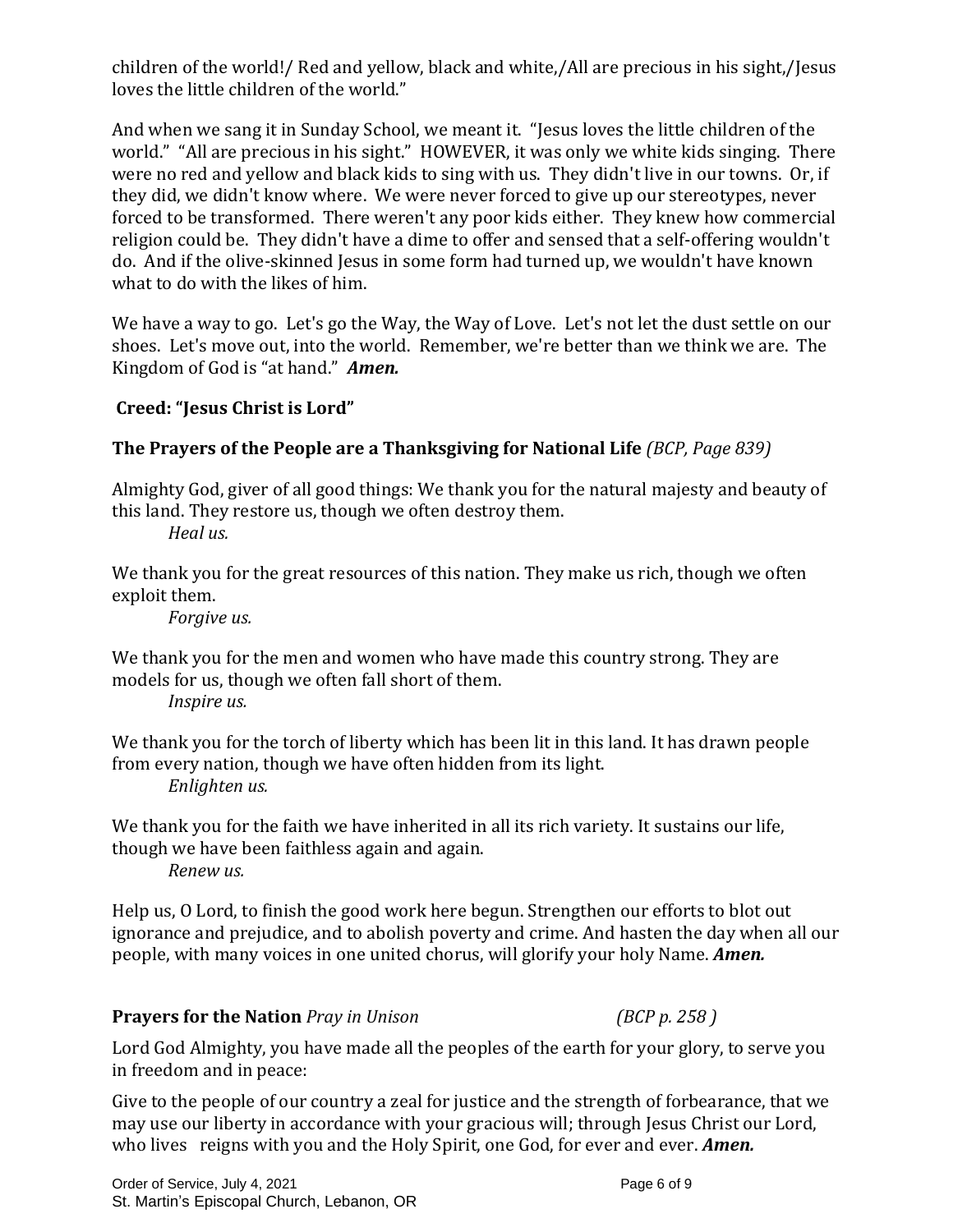children of the world!/ Red and yellow, black and white,/All are precious in his sight,/Jesus loves the little children of the world."

And when we sang it in Sunday School, we meant it. "Jesus loves the little children of the world." "All are precious in his sight." HOWEVER, it was only we white kids singing. There were no red and yellow and black kids to sing with us. They didn't live in our towns. Or, if they did, we didn't know where. We were never forced to give up our stereotypes, never forced to be transformed. There weren't any poor kids either. They knew how commercial religion could be. They didn't have a dime to offer and sensed that a self-offering wouldn't do. And if the olive-skinned Jesus in some form had turned up, we wouldn't have known what to do with the likes of him.

We have a way to go. Let's go the Way, the Way of Love. Let's not let the dust settle on our shoes. Let's move out, into the world. Remember, we're better than we think we are. The Kingdom of God is "at hand." ***Amen.***

**Creed: "Jesus Christ is Lord"**

**The Prayers of the People are a Thanksgiving for National Life** *(BCP, Page 839)*

Almighty God, giver of all good things: We thank you for the natural majesty and beauty of this land. They restore us, though we often destroy them.

*Heal us.*

We thank you for the great resources of this nation. They make us rich, though we often exploit them.

*Forgive us.*

We thank you for the men and women who have made this country strong. They are models for us, though we often fall short of them.

*Inspire us.*

We thank you for the torch of liberty which has been lit in this land. It has drawn people from every nation, though we have often hidden from its light.

*Enlighten us.*

We thank you for the faith we have inherited in all its rich variety. It sustains our life, though we have been faithless again and again.

*Renew us.*

Help us, O Lord, to finish the good work here begun. Strengthen our efforts to blot out ignorance and prejudice, and to abolish poverty and crime. And hasten the day when all our people, with many voices in one united chorus, will glorify your holy Name. ***Amen.***

**Prayers for the Nation** *Pray in Unison* *(BCP p. 258 )*

Lord God Almighty, you have made all the peoples of the earth for your glory, to serve you in freedom and in peace:

Give to the people of our country a zeal for justice and the strength of forbearance, that we may use our liberty in accordance with your gracious will; through Jesus Christ our Lord, who lives reigns with you and the Holy Spirit, one God, for ever and ever. ***Amen.***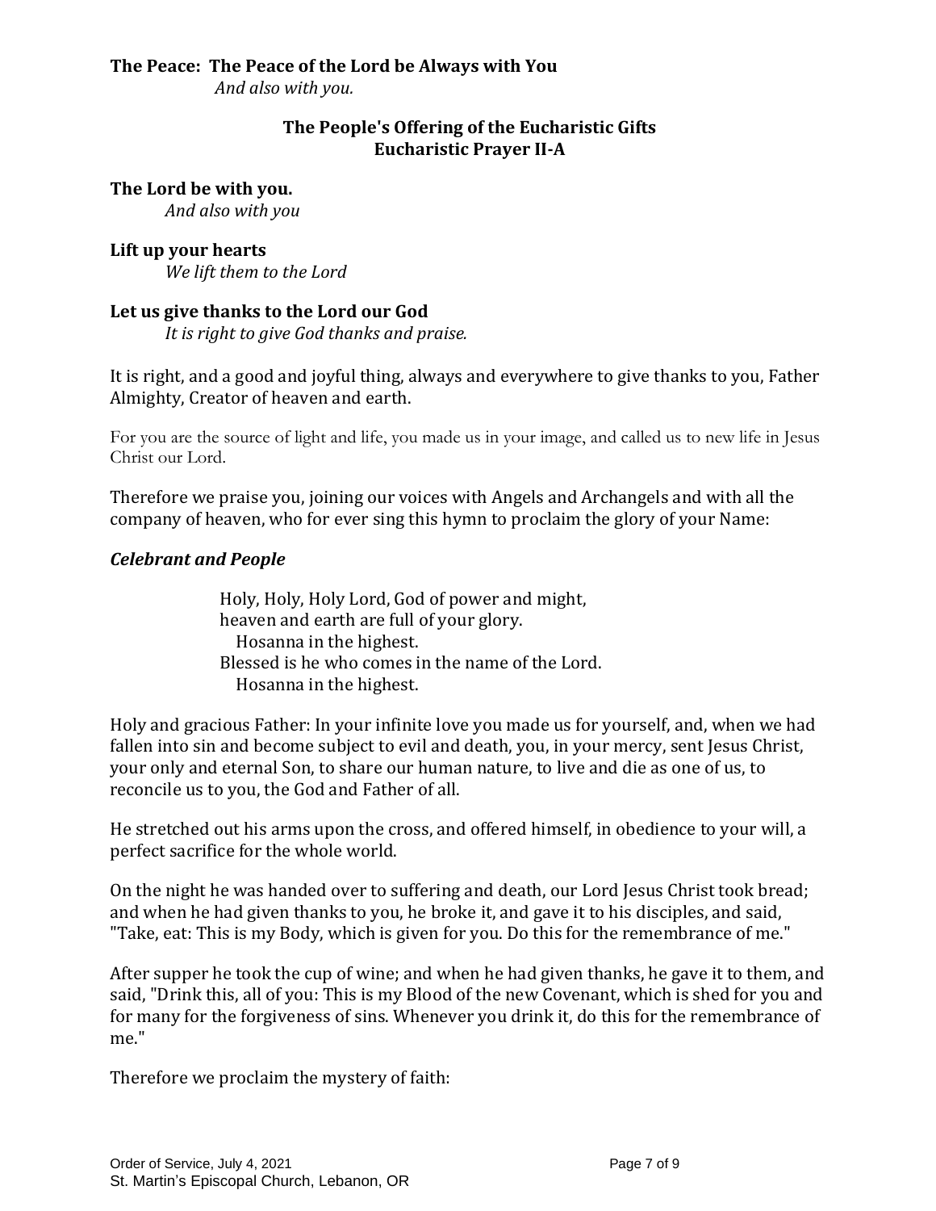**The Peace: The Peace of the Lord be Always with You**

*And also with you.*

**The People's Offering of the Eucharistic Gifts**
**Eucharistic Prayer II-A**

**The Lord be with you.**

*And also with you*

**Lift up your hearts**

*We lift them to the Lord*

**Let us give thanks to the Lord our God**

*It is right to give God thanks and praise.*

It is right, and a good and joyful thing, always and everywhere to give thanks to you, Father Almighty, Creator of heaven and earth.

For you are the source of light and life, you made us in your image, and called us to new life in Jesus Christ our Lord.

Therefore we praise you, joining our voices with Angels and Archangels and with all the company of heaven, who for ever sing this hymn to proclaim the glory of your Name:

***Celebrant and People***

Holy, Holy, Holy Lord, God of power and might,
heaven and earth are full of your glory.
Hosanna in the highest.
Blessed is he who comes in the name of the Lord.
Hosanna in the highest.

Holy and gracious Father: In your infinite love you made us for yourself, and, when we had fallen into sin and become subject to evil and death, you, in your mercy, sent Jesus Christ, your only and eternal Son, to share our human nature, to live and die as one of us, to reconcile us to you, the God and Father of all.

He stretched out his arms upon the cross, and offered himself, in obedience to your will, a perfect sacrifice for the whole world.

On the night he was handed over to suffering and death, our Lord Jesus Christ took bread; and when he had given thanks to you, he broke it, and gave it to his disciples, and said, "Take, eat: This is my Body, which is given for you. Do this for the remembrance of me."

After supper he took the cup of wine; and when he had given thanks, he gave it to them, and said, "Drink this, all of you: This is my Blood of the new Covenant, which is shed for you and for many for the forgiveness of sins. Whenever you drink it, do this for the remembrance of me."

Therefore we proclaim the mystery of faith: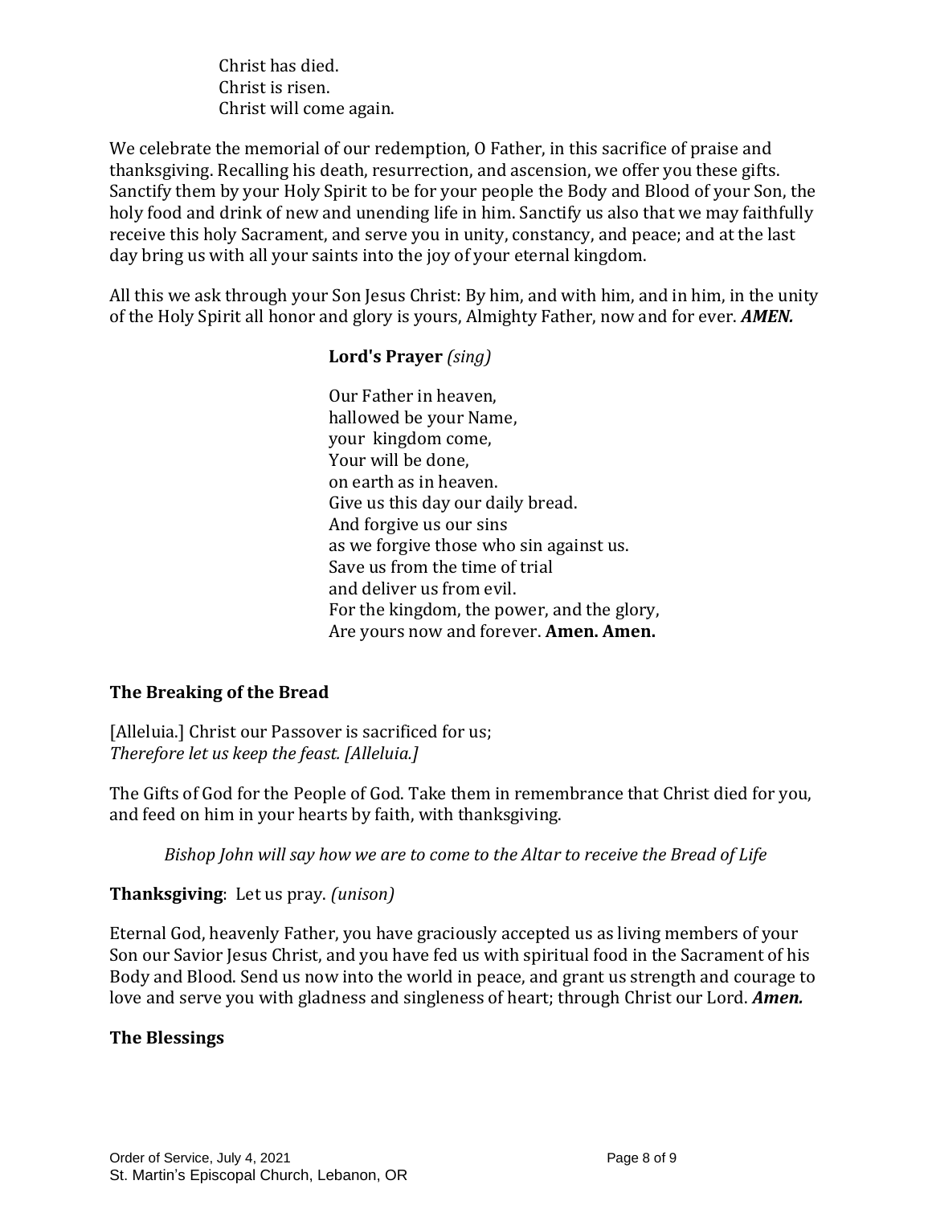Christ has died.  
Christ is risen.  
Christ will come again.

We celebrate the memorial of our redemption, O Father, in this sacrifice of praise and thanksgiving. Recalling his death, resurrection, and ascension, we offer you these gifts. Sanctify them by your Holy Spirit to be for your people the Body and Blood of your Son, the holy food and drink of new and unending life in him. Sanctify us also that we may faithfully receive this holy Sacrament, and serve you in unity, constancy, and peace; and at the last day bring us with all your saints into the joy of your eternal kingdom.

All this we ask through your Son Jesus Christ: By him, and with him, and in him, in the unity of the Holy Spirit all honor and glory is yours, Almighty Father, now and for ever. ***AMEN.***

**Lord's Prayer** *(sing)*

Our Father in heaven,  
hallowed be your Name,  
your kingdom come,  
Your will be done,  
on earth as in heaven.  
Give us this day our daily bread.  
And forgive us our sins  
as we forgive those who sin against us.  
Save us from the time of trial  
and deliver us from evil.  
For the kingdom, the power, and the glory,  
Are yours now and forever. **Amen. Amen.**

**The Breaking of the Bread**

[Alleluia.] Christ our Passover is sacrificed for us;  
*Therefore let us keep the feast. [Alleluia.]*

The Gifts of God for the People of God. Take them in remembrance that Christ died for you, and feed on him in your hearts by faith, with thanksgiving.

*Bishop John will say how we are to come to the Altar to receive the Bread of Life*

**Thanksgiving**: Let us pray. *(unison)*

Eternal God, heavenly Father, you have graciously accepted us as living members of your Son our Savior Jesus Christ, and you have fed us with spiritual food in the Sacrament of his Body and Blood. Send us now into the world in peace, and grant us strength and courage to love and serve you with gladness and singleness of heart; through Christ our Lord. ***Amen.***

**The Blessings**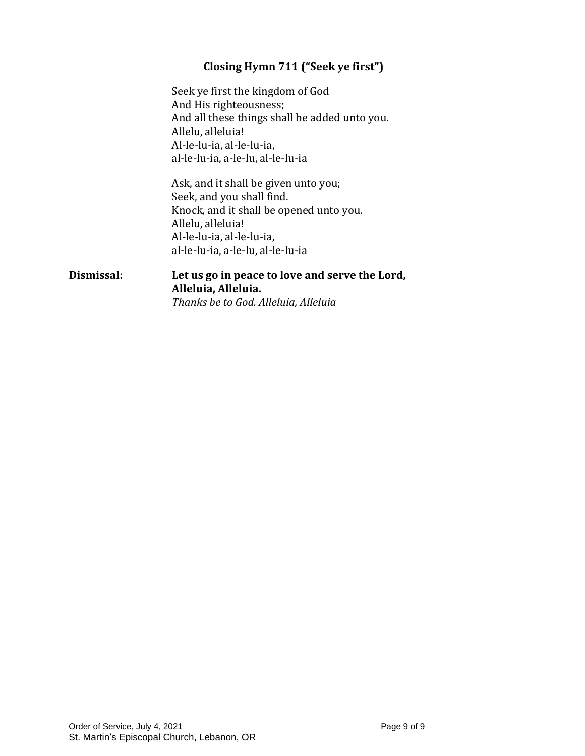### Closing Hymn 711 ("Seek ye first")

Seek ye first the kingdom of God
And His righteousness;
And all these things shall be added unto you.
Allelu, alleluia!
Al-le-lu-ia, al-le-lu-ia,
al-le-lu-ia, a-le-lu, al-le-lu-ia

Ask, and it shall be given unto you;
Seek, and you shall find.
Knock, and it shall be opened unto you.
Allelu, alleluia!
Al-le-lu-ia, al-le-lu-ia,
al-le-lu-ia, a-le-lu, al-le-lu-ia

**Dismissal:** **Let us go in peace to love and serve the Lord, Alleluia, Alleluia.**
*Thanks be to God. Alleluia, Alleluia*